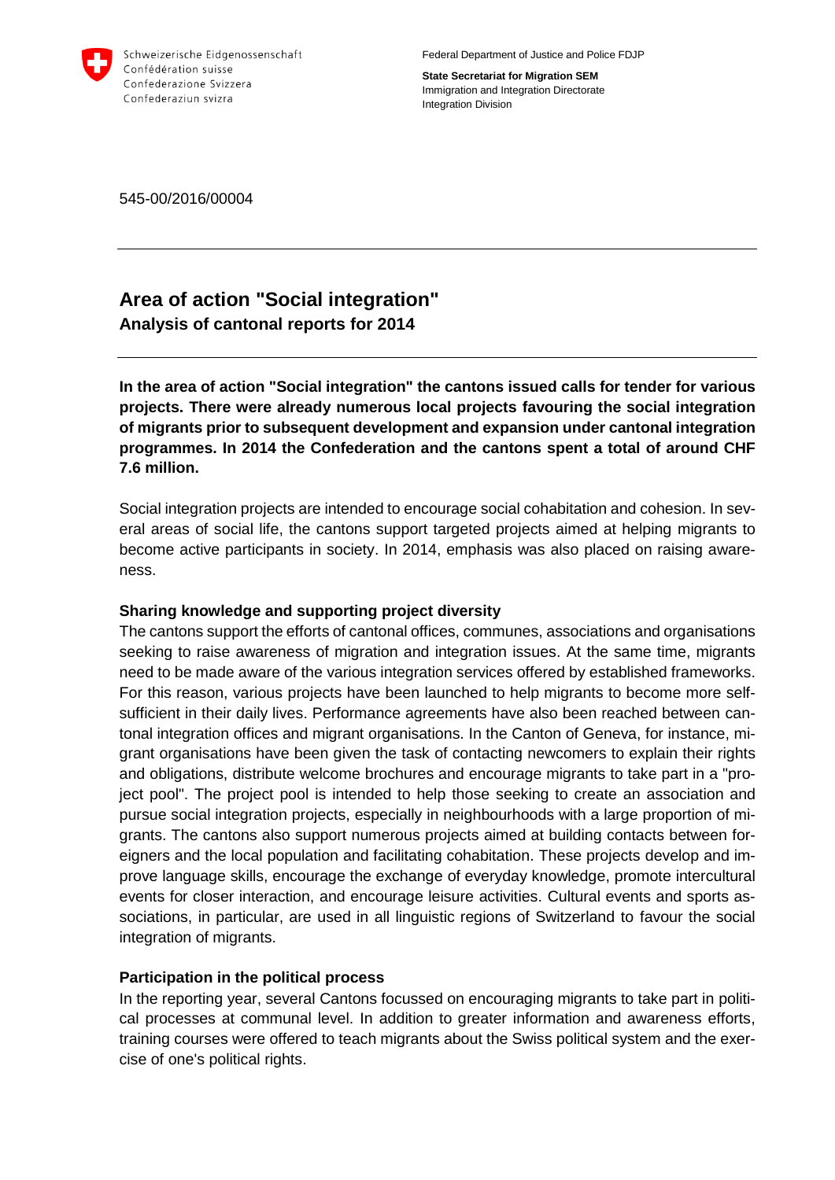Schweizerische Eidgenossenschaft
Confédération suisse
Confederazione Svizzera
Confederaziun svizra

Federal Department of Justice and Police FDJP

**State Secretariat for Migration SEM**
Immigration and Integration Directorate
Integration Division

545-00/2016/00004

# Area of action "Social integration"

**Analysis of cantonal reports for 2014**

**In the area of action "Social integration" the cantons issued calls for tender for various projects. There were already numerous local projects favouring the social integration of migrants prior to subsequent development and expansion under cantonal integration programmes. In 2014 the Confederation and the cantons spent a total of around CHF 7.6 million.**

Social integration projects are intended to encourage social cohabitation and cohesion. In several areas of social life, the cantons support targeted projects aimed at helping migrants to become active participants in society. In 2014, emphasis was also placed on raising awareness.

## Sharing knowledge and supporting project diversity

The cantons support the efforts of cantonal offices, communes, associations and organisations seeking to raise awareness of migration and integration issues. At the same time, migrants need to be made aware of the various integration services offered by established frameworks. For this reason, various projects have been launched to help migrants to become more self-sufficient in their daily lives. Performance agreements have also been reached between cantonal integration offices and migrant organisations. In the Canton of Geneva, for instance, migrant organisations have been given the task of contacting newcomers to explain their rights and obligations, distribute welcome brochures and encourage migrants to take part in a "project pool". The project pool is intended to help those seeking to create an association and pursue social integration projects, especially in neighbourhoods with a large proportion of migrants. The cantons also support numerous projects aimed at building contacts between foreigners and the local population and facilitating cohabitation. These projects develop and improve language skills, encourage the exchange of everyday knowledge, promote intercultural events for closer interaction, and encourage leisure activities. Cultural events and sports associations, in particular, are used in all linguistic regions of Switzerland to favour the social integration of migrants.

## Participation in the political process

In the reporting year, several Cantons focussed on encouraging migrants to take part in political processes at communal level. In addition to greater information and awareness efforts, training courses were offered to teach migrants about the Swiss political system and the exercise of one's political rights.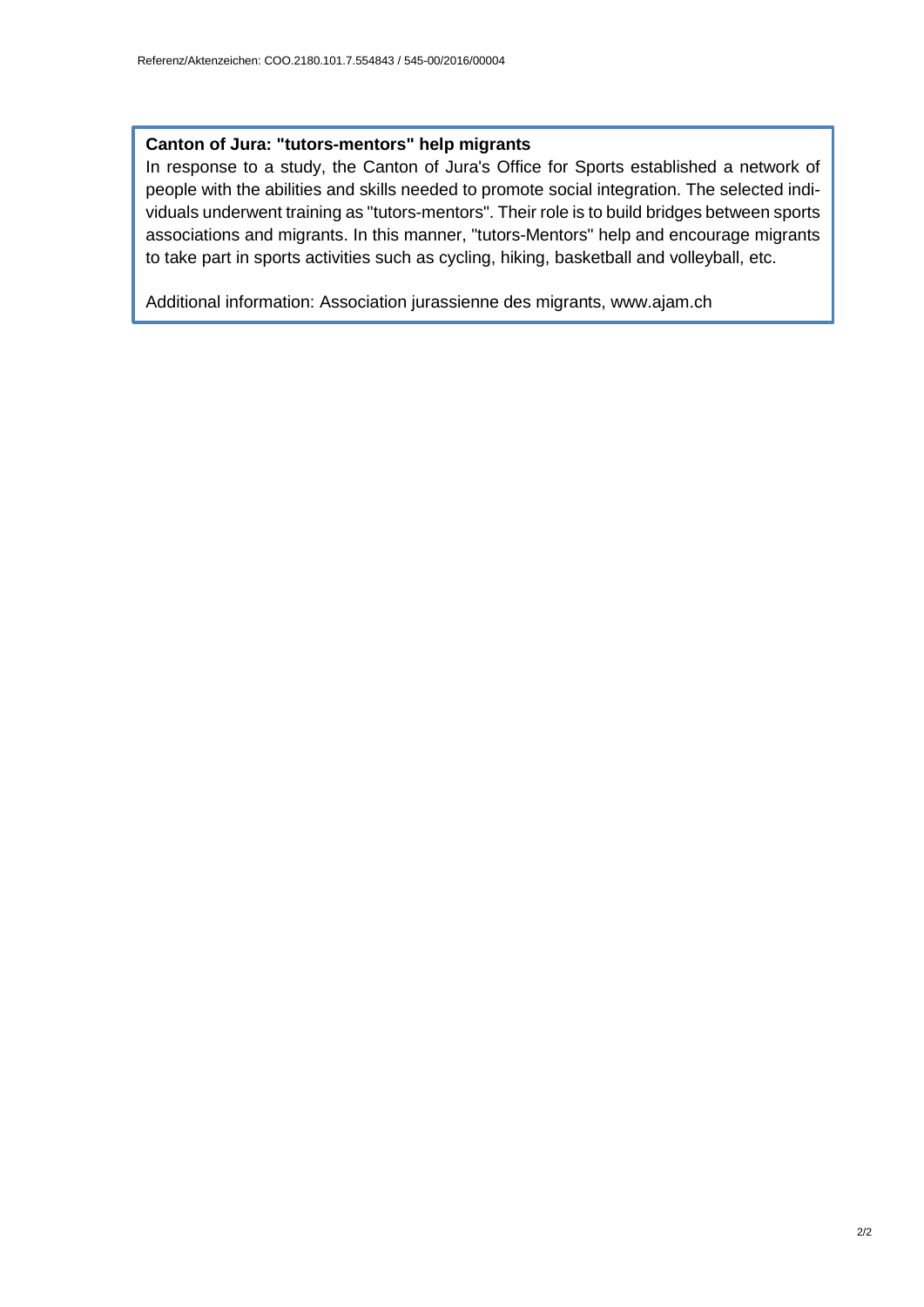**Canton of Jura: "tutors-mentors" help migrants**

In response to a study, the Canton of Jura's Office for Sports established a network of people with the abilities and skills needed to promote social integration. The selected individuals underwent training as "tutors-mentors". Their role is to build bridges between sports associations and migrants. In this manner, "tutors-Mentors" help and encourage migrants to take part in sports activities such as cycling, hiking, basketball and volleyball, etc.

Additional information: Association jurassienne des migrants, www.ajam.ch